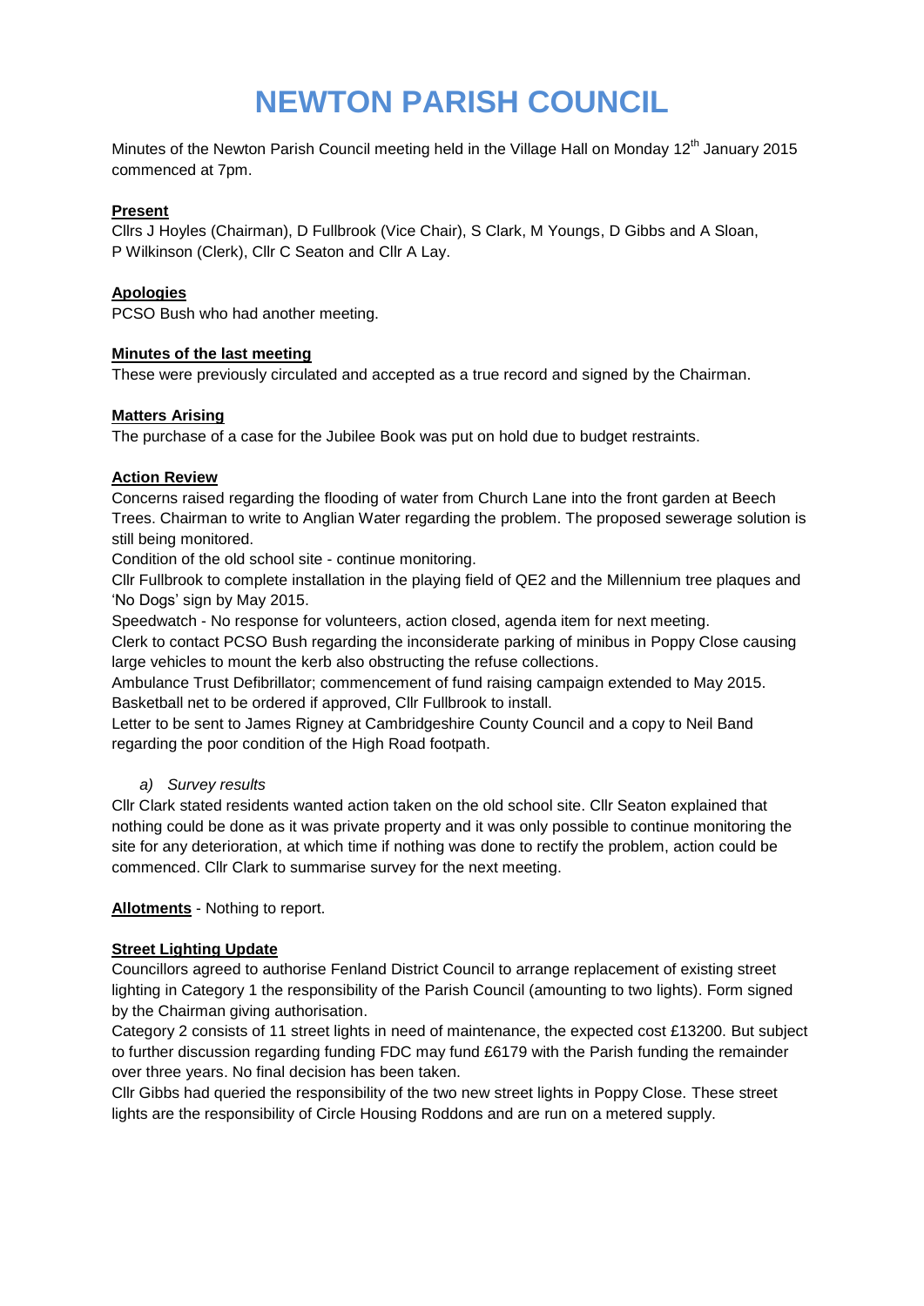# NEWTON PARISH COUNCIL

Minutes of the Newton Parish Council meeting held in the Village Hall on Monday 12th January 2015 commenced at 7pm.

**Present**

Cllrs J Hoyles (Chairman), D Fullbrook (Vice Chair), S Clark, M Youngs, D Gibbs and A Sloan, P Wilkinson (Clerk), Cllr C Seaton and Cllr A Lay.

**Apologies**

PCSO Bush who had another meeting.

**Minutes of the last meeting**

These were previously circulated and accepted as a true record and signed by the Chairman.

**Matters Arising**

The purchase of a case for the Jubilee Book was put on hold due to budget restraints.

**Action Review**

Concerns raised regarding the flooding of water from Church Lane into the front garden at Beech Trees. Chairman to write to Anglian Water regarding the problem. The proposed sewerage solution is still being monitored.

Condition of the old school site - continue monitoring.

Cllr Fullbrook to complete installation in the playing field of QE2 and the Millennium tree plaques and 'No Dogs' sign by May 2015.

Speedwatch - No response for volunteers, action closed, agenda item for next meeting.

Clerk to contact PCSO Bush regarding the inconsiderate parking of minibus in Poppy Close causing large vehicles to mount the kerb also obstructing the refuse collections.

Ambulance Trust Defibrillator; commencement of fund raising campaign extended to May 2015.

Basketball net to be ordered if approved, Cllr Fullbrook to install.

Letter to be sent to James Rigney at Cambridgeshire County Council and a copy to Neil Band regarding the poor condition of the High Road footpath.

a) *Survey results*

Cllr Clark stated residents wanted action taken on the old school site. Cllr Seaton explained that nothing could be done as it was private property and it was only possible to continue monitoring the site for any deterioration, at which time if nothing was done to rectify the problem, action could be commenced. Cllr Clark to summarise survey for the next meeting.

**Allotments** - Nothing to report.

**Street Lighting Update**

Councillors agreed to authorise Fenland District Council to arrange replacement of existing street lighting in Category 1 the responsibility of the Parish Council (amounting to two lights). Form signed by the Chairman giving authorisation.

Category 2 consists of 11 street lights in need of maintenance, the expected cost £13200. But subject to further discussion regarding funding FDC may fund £6179 with the Parish funding the remainder over three years. No final decision has been taken.

Cllr Gibbs had queried the responsibility of the two new street lights in Poppy Close. These street lights are the responsibility of Circle Housing Roddons and are run on a metered supply.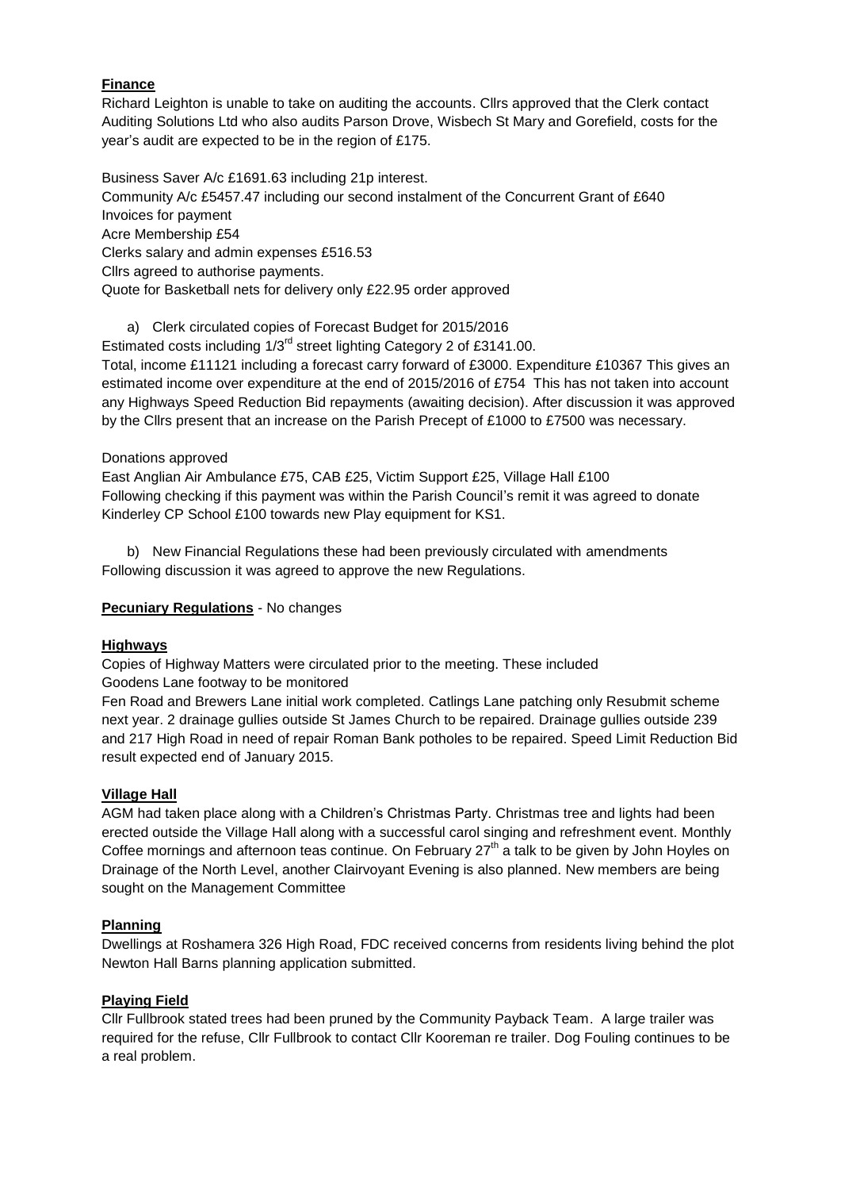**Finance**

Richard Leighton is unable to take on auditing the accounts. Cllrs approved that the Clerk contact Auditing Solutions Ltd who also audits Parson Drove, Wisbech St Mary and Gorefield, costs for the year's audit are expected to be in the region of £175.

Business Saver A/c £1691.63 including 21p interest.
Community A/c £5457.47 including our second instalment of the Concurrent Grant of £640
Invoices for payment
Acre Membership £54
Clerks salary and admin expenses £516.53
Cllrs agreed to authorise payments.
Quote for Basketball nets for delivery only £22.95 order approved

a) Clerk circulated copies of Forecast Budget for 2015/2016

Estimated costs including 1/3rd street lighting Category 2 of £3141.00.
Total, income £11121 including a forecast carry forward of £3000. Expenditure £10367 This gives an estimated income over expenditure at the end of 2015/2016 of £754 This has not taken into account any Highways Speed Reduction Bid repayments (awaiting decision). After discussion it was approved by the Cllrs present that an increase on the Parish Precept of £1000 to £7500 was necessary.

Donations approved
East Anglian Air Ambulance £75, CAB £25, Victim Support £25, Village Hall £100
Following checking if this payment was within the Parish Council's remit it was agreed to donate Kinderley CP School £100 towards new Play equipment for KS1.

b) New Financial Regulations these had been previously circulated with amendments

Following discussion it was agreed to approve the new Regulations.

**Pecuniary Regulations** - No changes

**Highways**

Copies of Highway Matters were circulated prior to the meeting. These included
Goodens Lane footway to be monitored
Fen Road and Brewers Lane initial work completed. Catlings Lane patching only Resubmit scheme next year. 2 drainage gullies outside St James Church to be repaired. Drainage gullies outside 239 and 217 High Road in need of repair Roman Bank potholes to be repaired. Speed Limit Reduction Bid result expected end of January 2015.

**Village Hall**

AGM had taken place along with a Children's Christmas Party. Christmas tree and lights had been erected outside the Village Hall along with a successful carol singing and refreshment event. Monthly Coffee mornings and afternoon teas continue. On February 27th a talk to be given by John Hoyles on Drainage of the North Level, another Clairvoyant Evening is also planned. New members are being sought on the Management Committee

**Planning**

Dwellings at Roshamera 326 High Road, FDC received concerns from residents living behind the plot
Newton Hall Barns planning application submitted.

**Playing Field**

Cllr Fullbrook stated trees had been pruned by the Community Payback Team. A large trailer was required for the refuse, Cllr Fullbrook to contact Cllr Kooreman re trailer. Dog Fouling continues to be a real problem.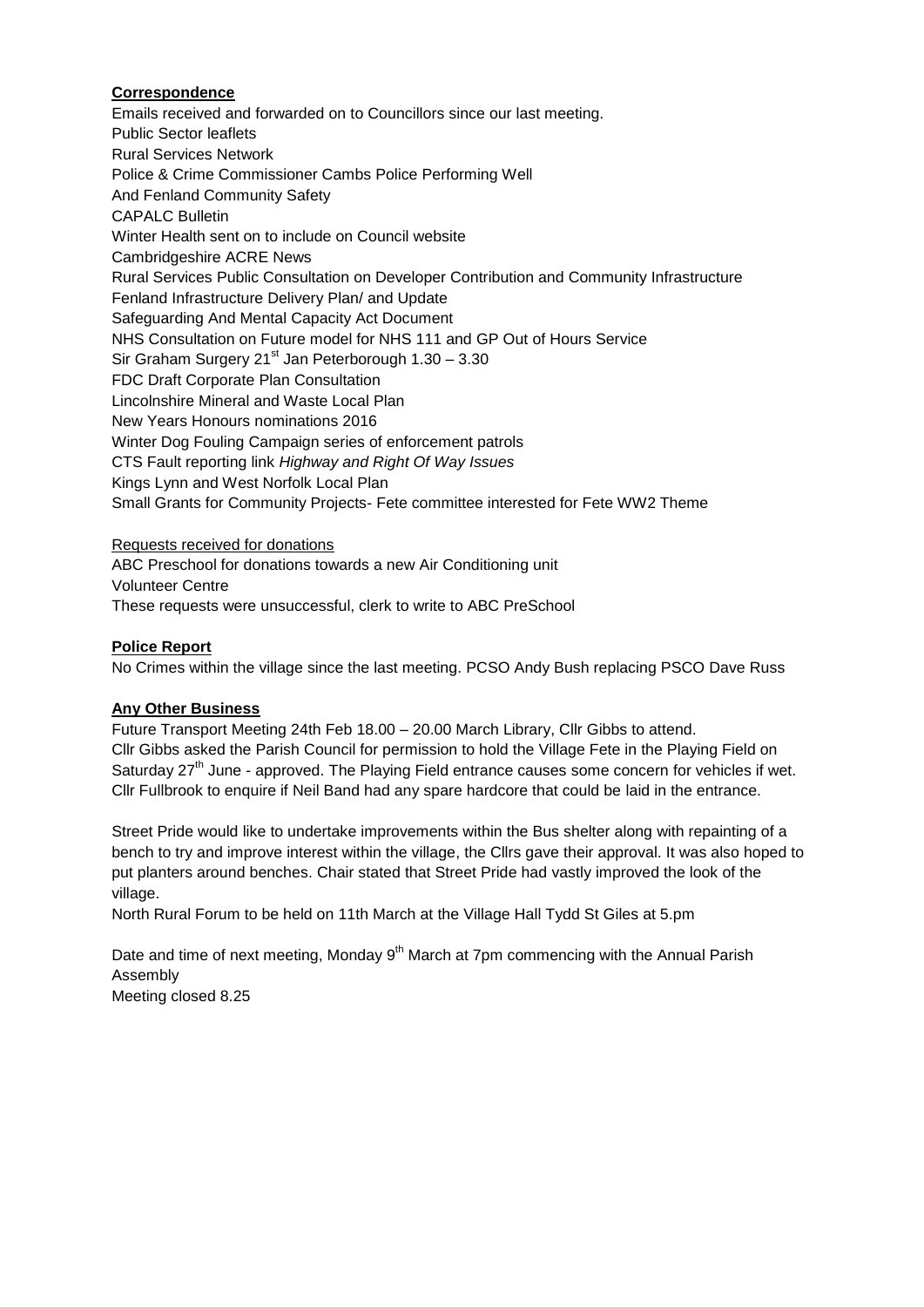**Correspondence**

Emails received and forwarded on to Councillors since our last meeting.
Public Sector leaflets
Rural Services Network
Police & Crime Commissioner Cambs Police Performing Well
And Fenland Community Safety
CAPALC Bulletin
Winter Health sent on to include on Council website
Cambridgeshire ACRE News
Rural Services Public Consultation on Developer Contribution and Community Infrastructure
Fenland Infrastructure Delivery Plan/ and Update
Safeguarding And Mental Capacity Act Document
NHS Consultation on Future model for NHS 111 and GP Out of Hours Service
Sir Graham Surgery 21st Jan Peterborough 1.30 – 3.30
FDC Draft Corporate Plan Consultation
Lincolnshire Mineral and Waste Local Plan
New Years Honours nominations 2016
Winter Dog Fouling Campaign series of enforcement patrols
CTS Fault reporting link *Highway and Right Of Way Issues*
Kings Lynn and West Norfolk Local Plan
Small Grants for Community Projects- Fete committee interested for Fete WW2 Theme

Requests received for donations
ABC Preschool for donations towards a new Air Conditioning unit
Volunteer Centre
These requests were unsuccessful, clerk to write to ABC PreSchool

**Police Report**

No Crimes within the village since the last meeting. PCSO Andy Bush replacing PSCO Dave Russ

**Any Other Business**

Future Transport Meeting 24th Feb 18.00 – 20.00 March Library, Cllr Gibbs to attend.
Cllr Gibbs asked the Parish Council for permission to hold the Village Fete in the Playing Field on Saturday 27th June - approved. The Playing Field entrance causes some concern for vehicles if wet. Cllr Fullbrook to enquire if Neil Band had any spare hardcore that could be laid in the entrance.

Street Pride would like to undertake improvements within the Bus shelter along with repainting of a bench to try and improve interest within the village, the Cllrs gave their approval. It was also hoped to put planters around benches. Chair stated that Street Pride had vastly improved the look of the village.
North Rural Forum to be held on 11th March at the Village Hall Tydd St Giles at 5.pm

Date and time of next meeting, Monday 9th March at 7pm commencing with the Annual Parish Assembly
Meeting closed 8.25